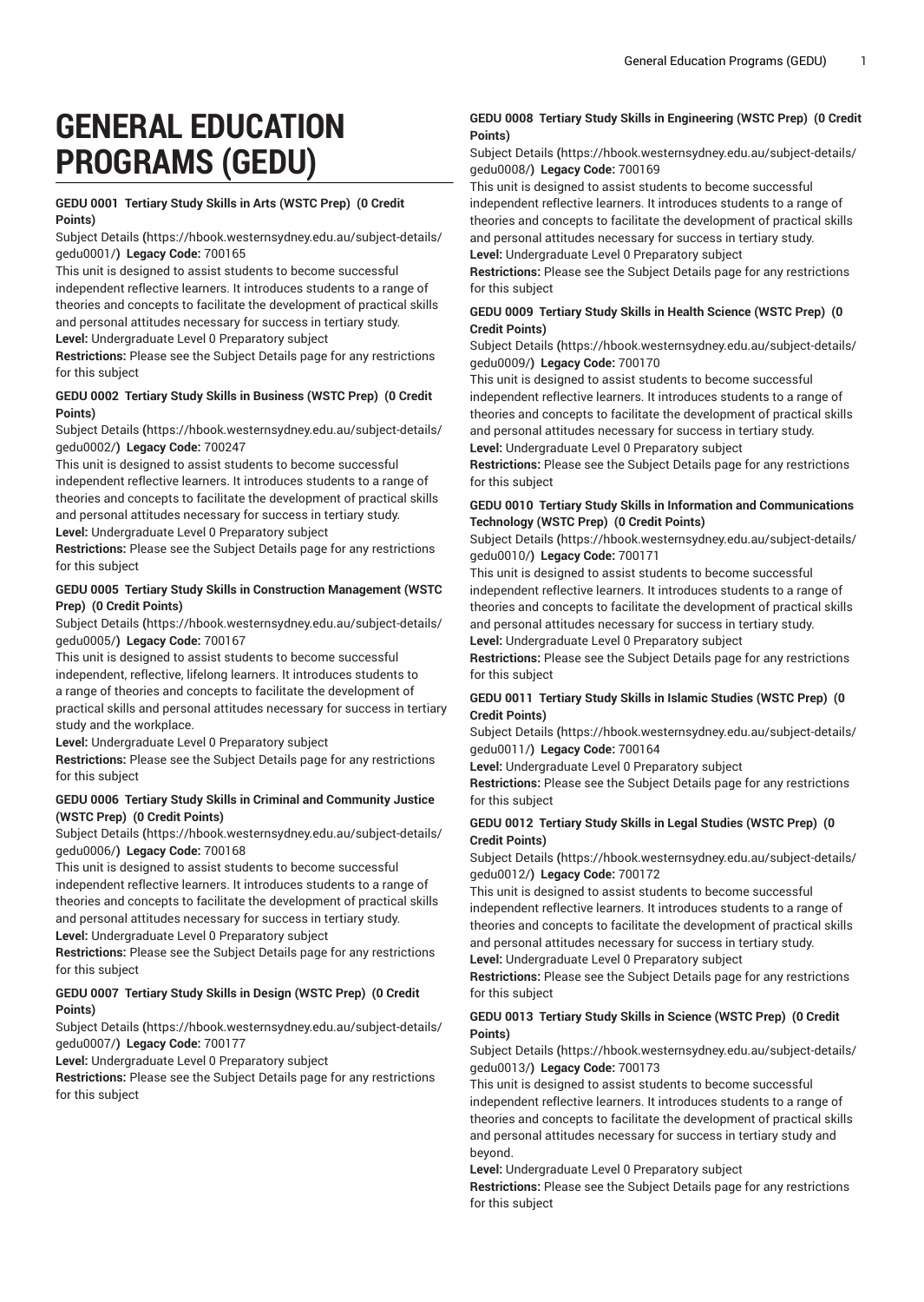# GENERAL EDUCATION PROGRAMS (GEDU)

#### GEDU 0001 Tertiary Study Skills in Arts (WSTC Prep) (0 Credit Points)

Subject Details (https://hbook.westernsydney.edu.au/subject-details/gedu0001/) **Legacy Code:** 700165

This unit is designed to assist students to become successful independent reflective learners. It introduces students to a range of theories and concepts to facilitate the development of practical skills and personal attitudes necessary for success in tertiary study.

**Level:** Undergraduate Level 0 Preparatory subject

**Restrictions:** Please see the Subject Details page for any restrictions for this subject

#### GEDU 0002 Tertiary Study Skills in Business (WSTC Prep) (0 Credit Points)

Subject Details (https://hbook.westernsydney.edu.au/subject-details/gedu0002/) **Legacy Code:** 700247

This unit is designed to assist students to become successful independent reflective learners. It introduces students to a range of theories and concepts to facilitate the development of practical skills and personal attitudes necessary for success in tertiary study.

**Level:** Undergraduate Level 0 Preparatory subject

**Restrictions:** Please see the Subject Details page for any restrictions for this subject

#### GEDU 0005 Tertiary Study Skills in Construction Management (WSTC Prep) (0 Credit Points)

Subject Details (https://hbook.westernsydney.edu.au/subject-details/gedu0005/) **Legacy Code:** 700167

This unit is designed to assist students to become successful independent, reflective, lifelong learners. It introduces students to a range of theories and concepts to facilitate the development of practical skills and personal attitudes necessary for success in tertiary study and the workplace.

**Level:** Undergraduate Level 0 Preparatory subject

**Restrictions:** Please see the Subject Details page for any restrictions for this subject

#### GEDU 0006 Tertiary Study Skills in Criminal and Community Justice (WSTC Prep) (0 Credit Points)

Subject Details (https://hbook.westernsydney.edu.au/subject-details/gedu0006/) **Legacy Code:** 700168

This unit is designed to assist students to become successful independent reflective learners. It introduces students to a range of theories and concepts to facilitate the development of practical skills and personal attitudes necessary for success in tertiary study.

**Level:** Undergraduate Level 0 Preparatory subject

**Restrictions:** Please see the Subject Details page for any restrictions for this subject

#### GEDU 0007 Tertiary Study Skills in Design (WSTC Prep) (0 Credit Points)

Subject Details (https://hbook.westernsydney.edu.au/subject-details/gedu0007/) **Legacy Code:** 700177

**Level:** Undergraduate Level 0 Preparatory subject

**Restrictions:** Please see the Subject Details page for any restrictions for this subject

#### GEDU 0008 Tertiary Study Skills in Engineering (WSTC Prep) (0 Credit Points)

Subject Details (https://hbook.westernsydney.edu.au/subject-details/gedu0008/) **Legacy Code:** 700169

This unit is designed to assist students to become successful independent reflective learners. It introduces students to a range of theories and concepts to facilitate the development of practical skills and personal attitudes necessary for success in tertiary study.

**Level:** Undergraduate Level 0 Preparatory subject

**Restrictions:** Please see the Subject Details page for any restrictions for this subject

#### GEDU 0009 Tertiary Study Skills in Health Science (WSTC Prep) (0 Credit Points)

Subject Details (https://hbook.westernsydney.edu.au/subject-details/gedu0009/) **Legacy Code:** 700170

This unit is designed to assist students to become successful independent reflective learners. It introduces students to a range of theories and concepts to facilitate the development of practical skills and personal attitudes necessary for success in tertiary study.

**Level:** Undergraduate Level 0 Preparatory subject

**Restrictions:** Please see the Subject Details page for any restrictions for this subject

#### GEDU 0010 Tertiary Study Skills in Information and Communications Technology (WSTC Prep) (0 Credit Points)

Subject Details (https://hbook.westernsydney.edu.au/subject-details/gedu0010/) **Legacy Code:** 700171

This unit is designed to assist students to become successful independent reflective learners. It introduces students to a range of theories and concepts to facilitate the development of practical skills and personal attitudes necessary for success in tertiary study.

**Level:** Undergraduate Level 0 Preparatory subject

**Restrictions:** Please see the Subject Details page for any restrictions for this subject

#### GEDU 0011 Tertiary Study Skills in Islamic Studies (WSTC Prep) (0 Credit Points)

Subject Details (https://hbook.westernsydney.edu.au/subject-details/gedu0011/) **Legacy Code:** 700164

**Level:** Undergraduate Level 0 Preparatory subject

**Restrictions:** Please see the Subject Details page for any restrictions for this subject

#### GEDU 0012 Tertiary Study Skills in Legal Studies (WSTC Prep) (0 Credit Points)

Subject Details (https://hbook.westernsydney.edu.au/subject-details/gedu0012/) **Legacy Code:** 700172

This unit is designed to assist students to become successful independent reflective learners. It introduces students to a range of theories and concepts to facilitate the development of practical skills and personal attitudes necessary for success in tertiary study.

**Level:** Undergraduate Level 0 Preparatory subject

**Restrictions:** Please see the Subject Details page for any restrictions for this subject

#### GEDU 0013 Tertiary Study Skills in Science (WSTC Prep) (0 Credit Points)

Subject Details (https://hbook.westernsydney.edu.au/subject-details/gedu0013/) **Legacy Code:** 700173

This unit is designed to assist students to become successful independent reflective learners. It introduces students to a range of theories and concepts to facilitate the development of practical skills and personal attitudes necessary for success in tertiary study and beyond.

**Level:** Undergraduate Level 0 Preparatory subject

**Restrictions:** Please see the Subject Details page for any restrictions for this subject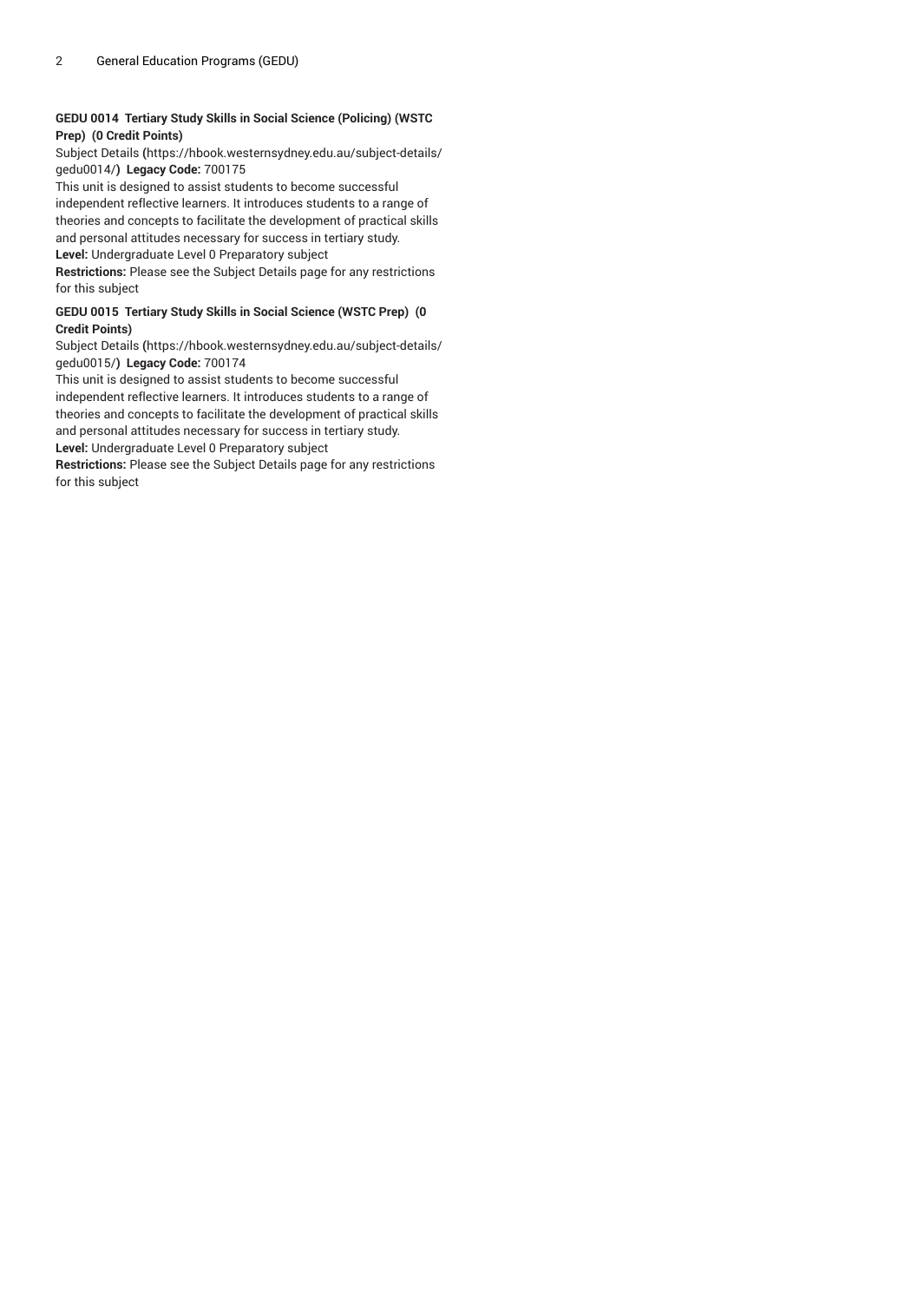**GEDU 0014 Tertiary Study Skills in Social Science (Policing) (WSTC Prep) (0 Credit Points)**

Subject Details (https://hbook.westernsydney.edu.au/subject-details/gedu0014/) **Legacy Code:** 700175

This unit is designed to assist students to become successful independent reflective learners. It introduces students to a range of theories and concepts to facilitate the development of practical skills and personal attitudes necessary for success in tertiary study.

**Level:** Undergraduate Level 0 Preparatory subject

**Restrictions:** Please see the Subject Details page for any restrictions for this subject

**GEDU 0015 Tertiary Study Skills in Social Science (WSTC Prep) (0 Credit Points)**

Subject Details (https://hbook.westernsydney.edu.au/subject-details/gedu0015/) **Legacy Code:** 700174

This unit is designed to assist students to become successful independent reflective learners. It introduces students to a range of theories and concepts to facilitate the development of practical skills and personal attitudes necessary for success in tertiary study.

**Level:** Undergraduate Level 0 Preparatory subject

**Restrictions:** Please see the Subject Details page for any restrictions for this subject